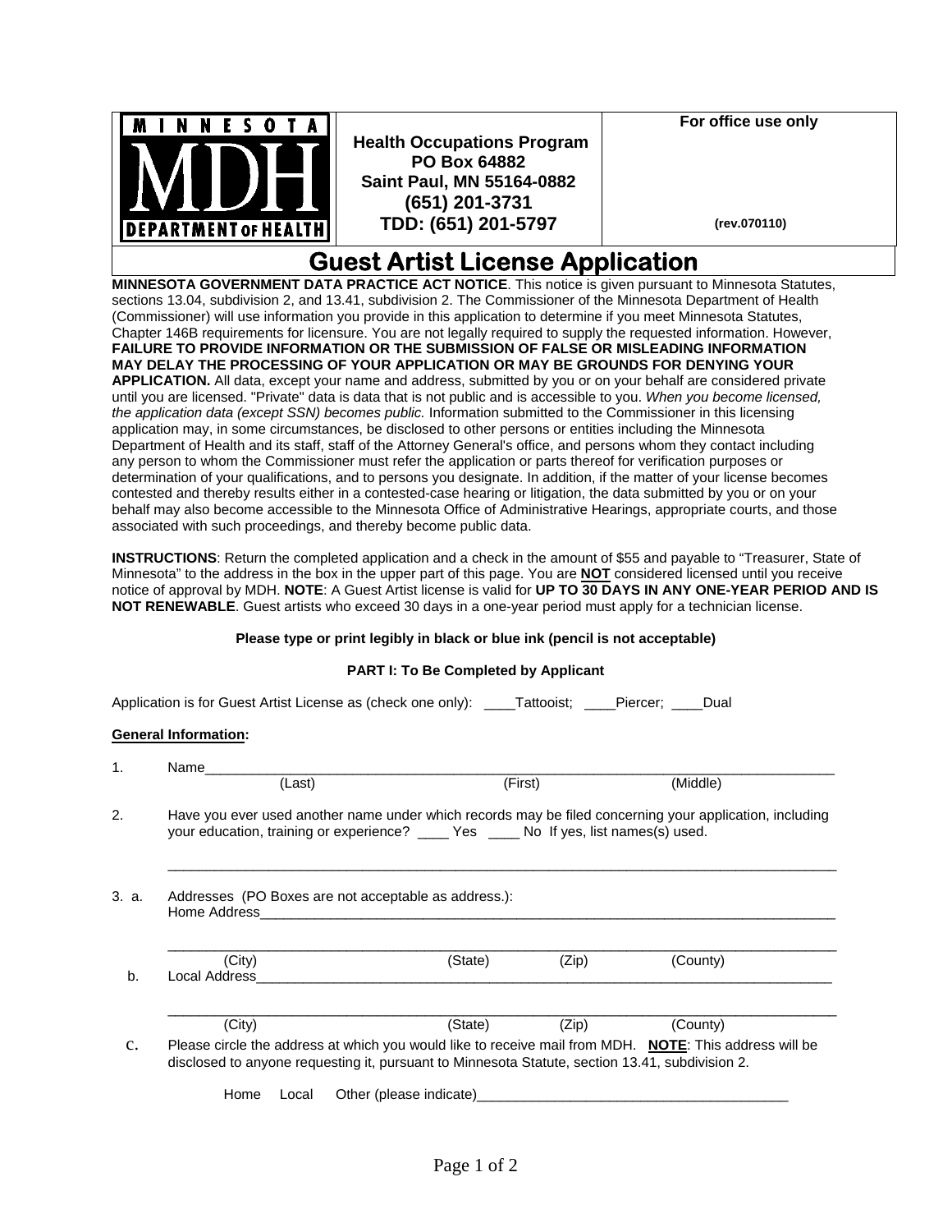MINNESOTA DEPARTMENT OF HEALTH

**Health Occupations Program**
**PO Box 64882**
**Saint Paul, MN 55164-0882**
**(651) 201-3731**
**TDD: (651) 201-5797**

**For office use only**

**(rev.070110)**

# Guest Artist License Application

**MINNESOTA GOVERNMENT DATA PRACTICE ACT NOTICE**. This notice is given pursuant to Minnesota Statutes, sections 13.04, subdivision 2, and 13.41, subdivision 2. The Commissioner of the Minnesota Department of Health (Commissioner) will use information you provide in this application to determine if you meet Minnesota Statutes, Chapter 146B requirements for licensure. You are not legally required to supply the requested information. However, **FAILURE TO PROVIDE INFORMATION OR THE SUBMISSION OF FALSE OR MISLEADING INFORMATION MAY DELAY THE PROCESSING OF YOUR APPLICATION OR MAY BE GROUNDS FOR DENYING YOUR APPLICATION.** All data, except your name and address, submitted by you or on your behalf are considered private until you are licensed. "Private" data is data that is not public and is accessible to you. *When you become licensed, the application data (except SSN) becomes public.* Information submitted to the Commissioner in this licensing application may, in some circumstances, be disclosed to other persons or entities including the Minnesota Department of Health and its staff, staff of the Attorney General's office, and persons whom they contact including any person to whom the Commissioner must refer the application or parts thereof for verification purposes or determination of your qualifications, and to persons you designate. In addition, if the matter of your license becomes contested and thereby results either in a contested-case hearing or litigation, the data submitted by you or on your behalf may also become accessible to the Minnesota Office of Administrative Hearings, appropriate courts, and those associated with such proceedings, and thereby become public data.

**INSTRUCTIONS**: Return the completed application and a check in the amount of $55 and payable to "Treasurer, State of Minnesota" to the address in the box in the upper part of this page. You are **NOT** considered licensed until you receive notice of approval by MDH. **NOTE**: A Guest Artist license is valid for **UP TO 30 DAYS IN ANY ONE-YEAR PERIOD AND IS NOT RENEWABLE**. Guest artists who exceed 30 days in a one-year period must apply for a technician license.

**Please type or print legibly in black or blue ink (pencil is not acceptable)**

**PART I: To Be Completed by Applicant**

Application is for Guest Artist License as (check one only): ____Tattooist; ____Piercer; ____Dual

**General Information:**

1. Name__________________________________________________________________
   (Last) (First) (Middle)

2. Have you ever used another name under which records may be filed concerning your application, including your education, training or experience? ____ Yes ____ No If yes, list names(s) used.

   ______________________________________________________________________

3. a. Addresses (PO Boxes are not acceptable as address.):
   Home Address___________________________________________________________

   ______________________________________________________________________
   (City) (State) (Zip) (County)

   b. Local Address___________________________________________________________

   ______________________________________________________________________
   (City) (State) (Zip) (County)

   c. Please circle the address at which you would like to receive mail from MDH. **NOTE**: This address will be disclosed to anyone requesting it, pursuant to Minnesota Statute, section 13.41, subdivision 2.

   Home Local Other (please indicate)________________________________________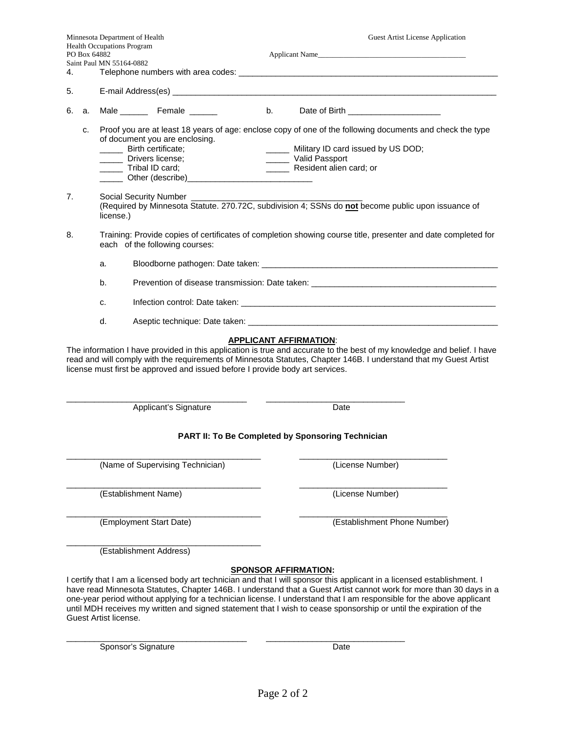Minnesota Department of Health
Health Occupations Program
PO Box 64882
Saint Paul MN 55164-0882

Guest Artist License Application

Applicant Name_______________________________________

4. Telephone numbers with area codes: ___________________________________________________________

5. E-mail Address(es) ___________________________________________________________________________

6. a. Male ______ Female ______ b. Date of Birth ____________________

c. Proof you are at least 18 years of age: enclose copy of one of the following documents and check the type of document you are enclosing.

_____ Birth certificate;
_____ Drivers license;
_____ Tribal ID card;
_____ Other (describe)___________________________
_____ Military ID card issued by US DOD;
_____ Valid Passport
_____ Resident alien card; or

7. Social Security Number _____________________________________
(Required by Minnesota Statute. 270.72C, subdivision 4; SSNs do **not** become public upon issuance of license.)

8. Training: Provide copies of certificates of completion showing course title, presenter and date completed for each of the following courses:

a. Bloodborne pathogen: Date taken: ______________________________________________________

b. Prevention of disease transmission: Date taken: ________________________________________

c. Infection control: Date taken: ________________________________________________________

d. Aseptic technique: Date taken: _______________________________________________________

**APPLICANT AFFIRMATION**:

The information I have provided in this application is true and accurate to the best of my knowledge and belief. I have read and will comply with the requirements of Minnesota Statutes, Chapter 146B. I understand that my Guest Artist license must first be approved and issued before I provide body art services.

_______________________________________ ______________________________
Applicant's Signature Date

**PART II: To Be Completed by Sponsoring Technician**

_________________________________________ _______________________________
(Name of Supervising Technician) (License Number)

_________________________________________ _______________________________
(Establishment Name) (License Number)

_________________________________________ _______________________________
(Employment Start Date) (Establishment Phone Number)

_________________________________________
(Establishment Address)

**SPONSOR AFFIRMATION:**

I certify that I am a licensed body art technician and that I will sponsor this applicant in a licensed establishment. I have read Minnesota Statutes, Chapter 146B. I understand that a Guest Artist cannot work for more than 30 days in a one-year period without applying for a technician license. I understand that I am responsible for the above applicant until MDH receives my written and signed statement that I wish to cease sponsorship or until the expiration of the Guest Artist license.

_______________________________________ ______________________________
Sponsor's Signature Date